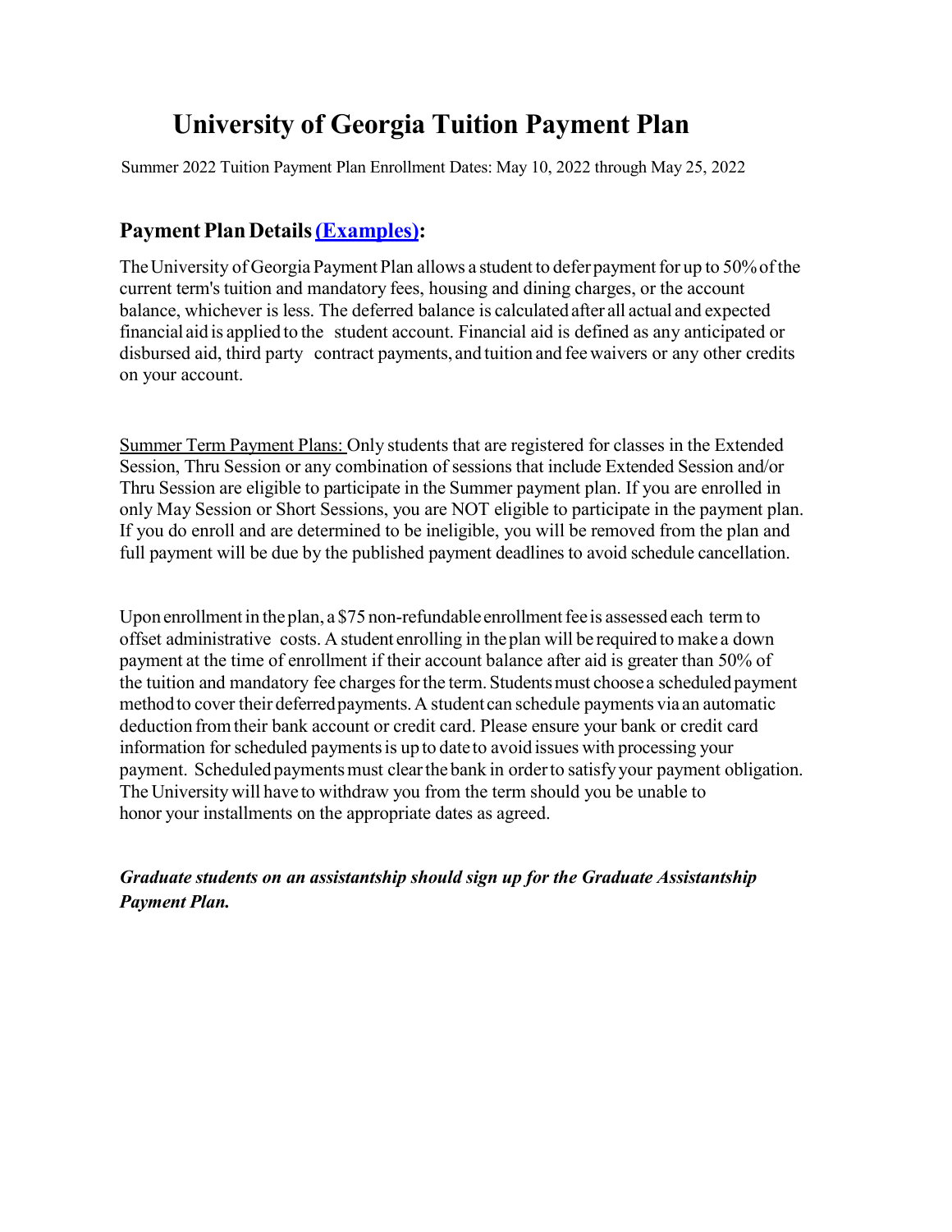# University of Georgia Tuition Payment Plan

Summer 2022 Tuition Payment Plan Enrollment Dates: May 10, 2022 through May 25, 2022

## Payment Plan Details (Examples):

The University of Georgia Payment Plan allows a student to defer payment for up to 50% of the current term's tuition and mandatory fees, housing and dining charges, or the account balance, whichever is less. The deferred balance is calculated after all actual and expected financial aid is applied to the student account. Financial aid is defined as any anticipated or disbursed aid, third party contract payments, and tuition and fee waivers or any other credits on your account.

Summer Term Payment Plans: Only students that are registered for classes in the Extended Session, Thru Session or any combination of sessions that include Extended Session and/or Thru Session are eligible to participate in the Summer payment plan. If you are enrolled in only May Session or Short Sessions, you are NOT eligible to participate in the payment plan. If you do enroll and are determined to be ineligible, you will be removed from the plan and full payment will be due by the published payment deadlines to avoid schedule cancellation.

Upon enrollment in the plan, a $75 non-refundable enrollment fee is assessed each term to offset administrative costs. A student enrolling in the plan will be required to make a down payment at the time of enrollment if their account balance after aid is greater than 50% of the tuition and mandatory fee charges for the term. Students must choose a scheduled payment method to cover their deferred payments. A student can schedule payments via an automatic deduction from their bank account or credit card. Please ensure your bank or credit card information for scheduled payments is up to date to avoid issues with processing your payment. Scheduled payments must clear the bank in order to satisfy your payment obligation. The University will have to withdraw you from the term should you be unable to honor your installments on the appropriate dates as agreed.

***Graduate students on an assistantship should sign up for the Graduate Assistantship Payment Plan.***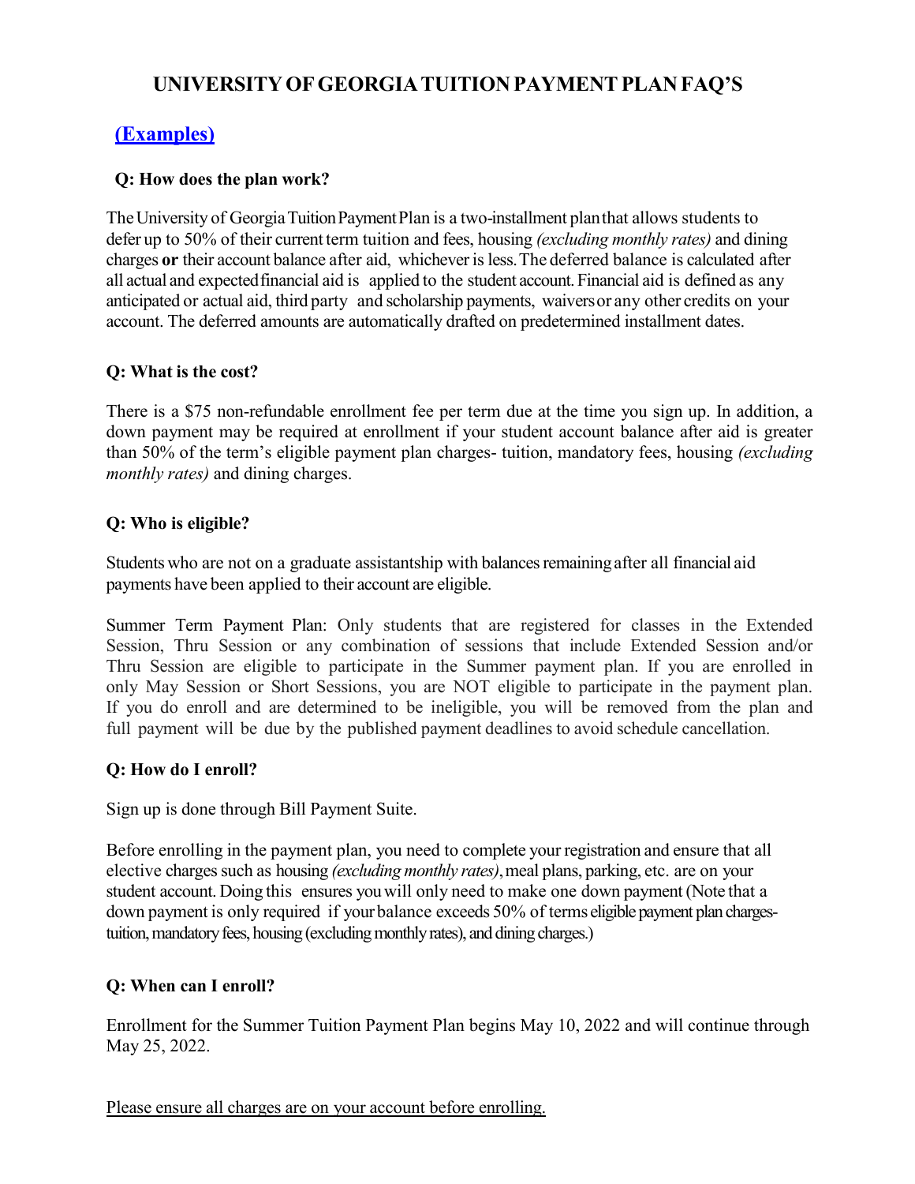# UNIVERSITY OF GEORGIA TUITION PAYMENT PLAN FAQ'S

## [(Examples)]

**Q: How does the plan work?**

The University of Georgia Tuition Payment Plan is a two-installment plan that allows students to defer up to 50% of their current term tuition and fees, housing *(excluding monthly rates)* and dining charges **or** their account balance after aid, whichever is less. The deferred balance is calculated after all actual and expected financial aid is applied to the student account. Financial aid is defined as any anticipated or actual aid, third party and scholarship payments, waivers or any other credits on your account. The deferred amounts are automatically drafted on predetermined installment dates.

**Q: What is the cost?**

There is a $75 non-refundable enrollment fee per term due at the time you sign up. In addition, a down payment may be required at enrollment if your student account balance after aid is greater than 50% of the term's eligible payment plan charges- tuition, mandatory fees, housing *(excluding monthly rates)* and dining charges.

**Q: Who is eligible?**

Students who are not on a graduate assistantship with balances remaining after all financial aid payments have been applied to their account are eligible.

Summer Term Payment Plan: Only students that are registered for classes in the Extended Session, Thru Session or any combination of sessions that include Extended Session and/or Thru Session are eligible to participate in the Summer payment plan. If you are enrolled in only May Session or Short Sessions, you are NOT eligible to participate in the payment plan. If you do enroll and are determined to be ineligible, you will be removed from the plan and full payment will be due by the published payment deadlines to avoid schedule cancellation.

**Q: How do I enroll?**

Sign up is done through Bill Payment Suite.

Before enrolling in the payment plan, you need to complete your registration and ensure that all elective charges such as housing *(excluding monthly rates)*, meal plans, parking, etc. are on your student account. Doing this ensures you will only need to make one down payment (Note that a down payment is only required if your balance exceeds 50% of terms eligible payment plan charges- tuition, mandatory fees, housing (excluding monthly rates), and dining charges.)

**Q: When can I enroll?**

Enrollment for the Summer Tuition Payment Plan begins May 10, 2022 and will continue through May 25, 2022.

Please ensure all charges are on your account before enrolling.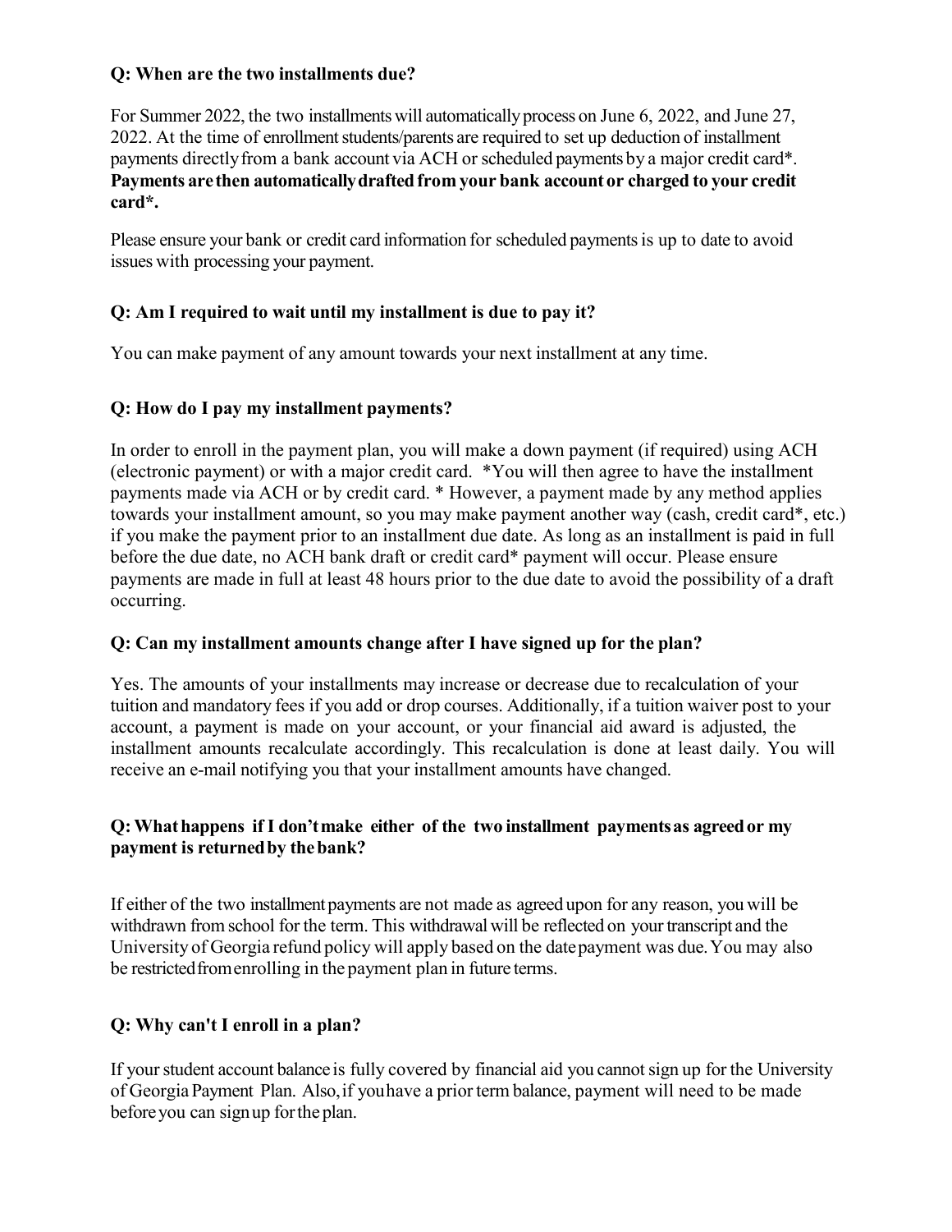**Q: When are the two installments due?**

For Summer 2022, the two installments will automatically process on June 6, 2022, and June 27, 2022. At the time of enrollment students/parents are required to set up deduction of installment payments directly from a bank account via ACH or scheduled payments by a major credit card*. **Payments are then automatically drafted from your bank account or charged to your credit card*.**

Please ensure your bank or credit card information for scheduled payments is up to date to avoid issues with processing your payment.

**Q: Am I required to wait until my installment is due to pay it?**

You can make payment of any amount towards your next installment at any time.

**Q: How do I pay my installment payments?**

In order to enroll in the payment plan, you will make a down payment (if required) using ACH (electronic payment) or with a major credit card. *You will then agree to have the installment payments made via ACH or by credit card. * However, a payment made by any method applies towards your installment amount, so you may make payment another way (cash, credit card*, etc.) if you make the payment prior to an installment due date. As long as an installment is paid in full before the due date, no ACH bank draft or credit card* payment will occur. Please ensure payments are made in full at least 48 hours prior to the due date to avoid the possibility of a draft occurring.

**Q: Can my installment amounts change after I have signed up for the plan?**

Yes. The amounts of your installments may increase or decrease due to recalculation of your tuition and mandatory fees if you add or drop courses. Additionally, if a tuition waiver post to your account, a payment is made on your account, or your financial aid award is adjusted, the installment amounts recalculate accordingly. This recalculation is done at least daily. You will receive an e-mail notifying you that your installment amounts have changed.

**Q: What happens if I don't make either of the two installment payments as agreed or my payment is returned by the bank?**

If either of the two installment payments are not made as agreed upon for any reason, you will be withdrawn from school for the term. This withdrawal will be reflected on your transcript and the University of Georgia refund policy will apply based on the date payment was due. You may also be restricted from enrolling in the payment plan in future terms.

**Q: Why can't I enroll in a plan?**

If your student account balance is fully covered by financial aid you cannot sign up for the University of Georgia Payment Plan. Also, if you have a prior term balance, payment will need to be made before you can sign up for the plan.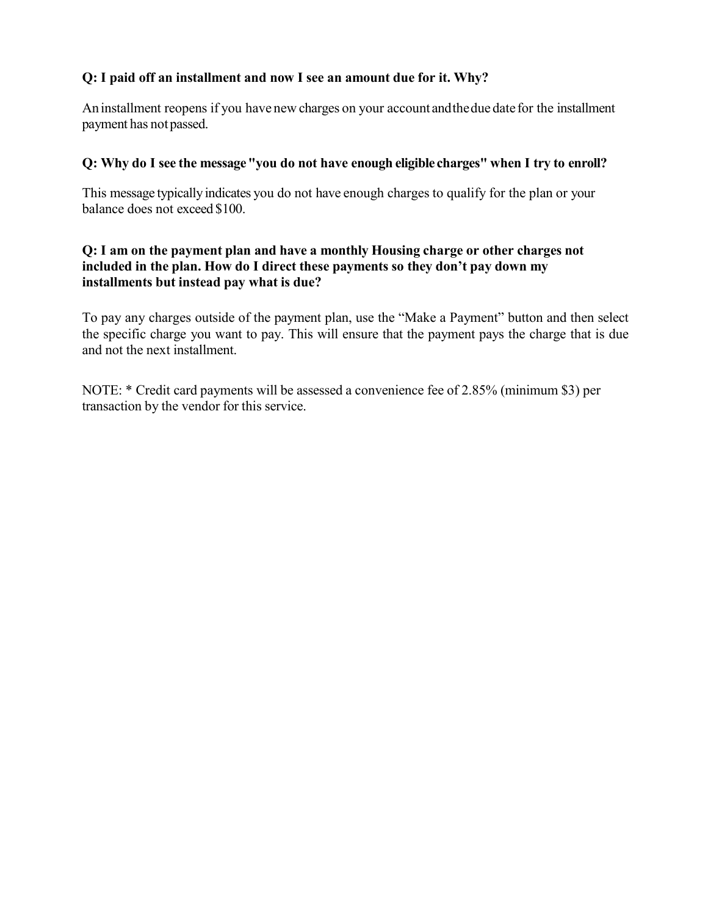**Q: I paid off an installment and now I see an amount due for it. Why?**

An installment reopens if you have new charges on your account and the due date for the installment payment has not passed.

**Q: Why do I see the message "you do not have enough eligible charges" when I try to enroll?**

This message typically indicates you do not have enough charges to qualify for the plan or your balance does not exceed $100.

**Q: I am on the payment plan and have a monthly Housing charge or other charges not included in the plan. How do I direct these payments so they don't pay down my installments but instead pay what is due?**

To pay any charges outside of the payment plan, use the "Make a Payment" button and then select the specific charge you want to pay. This will ensure that the payment pays the charge that is due and not the next installment.

NOTE: * Credit card payments will be assessed a convenience fee of 2.85% (minimum $3) per transaction by the vendor for this service.